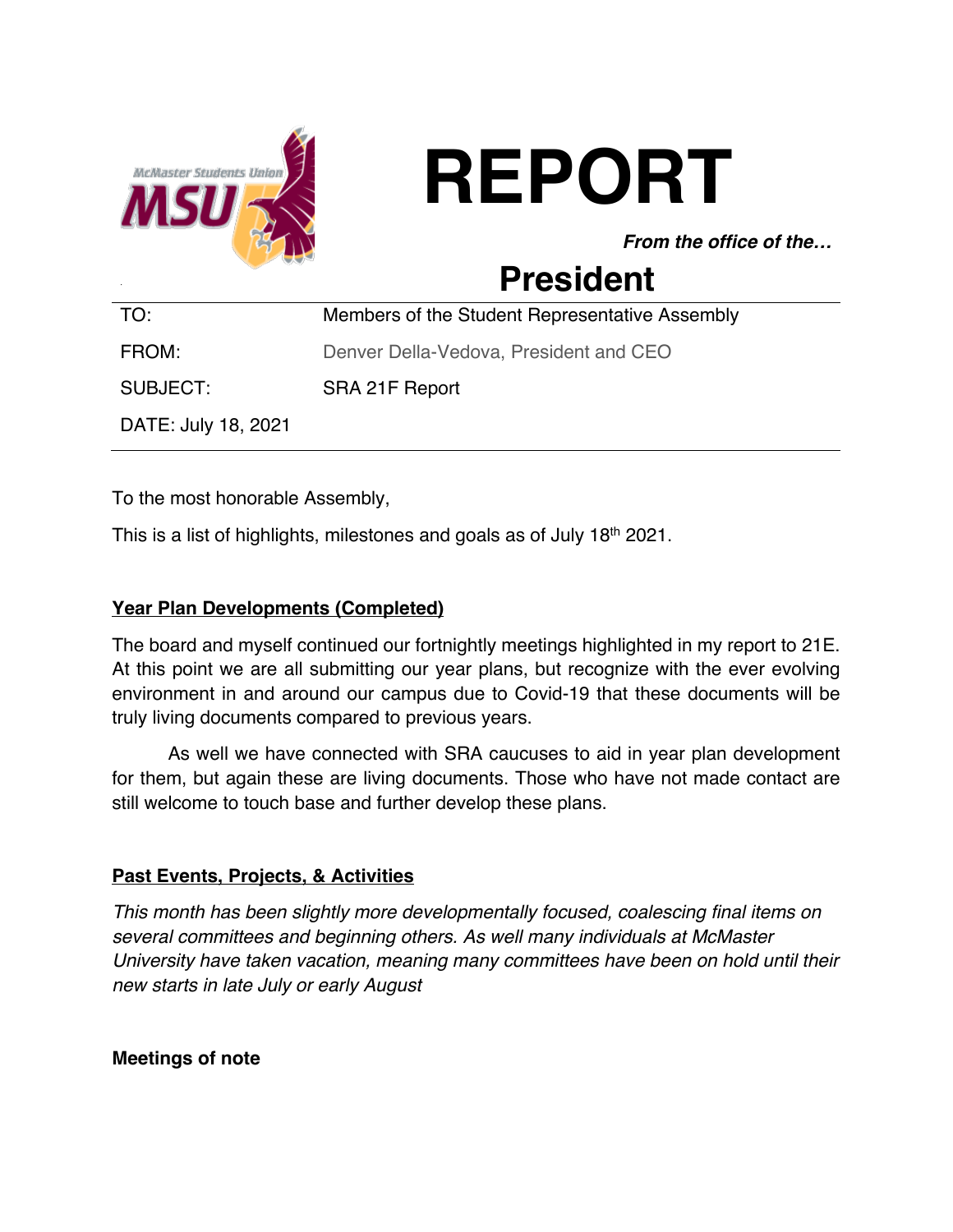# REPORT

***From the office of the…***

## President

| TO: | Members of the Student Representative Assembly |
|---|---|
| FROM: | Denver Della-Vedova, President and CEO |
| SUBJECT: | SRA 21F Report |
| DATE: July 18, 2021 | |

To the most honorable Assembly,

This is a list of highlights, milestones and goals as of July 18th 2021.

**Year Plan Developments (Completed)**

The board and myself continued our fortnightly meetings highlighted in my report to 21E. At this point we are all submitting our year plans, but recognize with the ever evolving environment in and around our campus due to Covid-19 that these documents will be truly living documents compared to previous years.

As well we have connected with SRA caucuses to aid in year plan development for them, but again these are living documents. Those who have not made contact are still welcome to touch base and further develop these plans.

**Past Events, Projects, & Activities**

*This month has been slightly more developmentally focused, coalescing final items on several committees and beginning others. As well many individuals at McMaster University have taken vacation, meaning many committees have been on hold until their new starts in late July or early August*

**Meetings of note**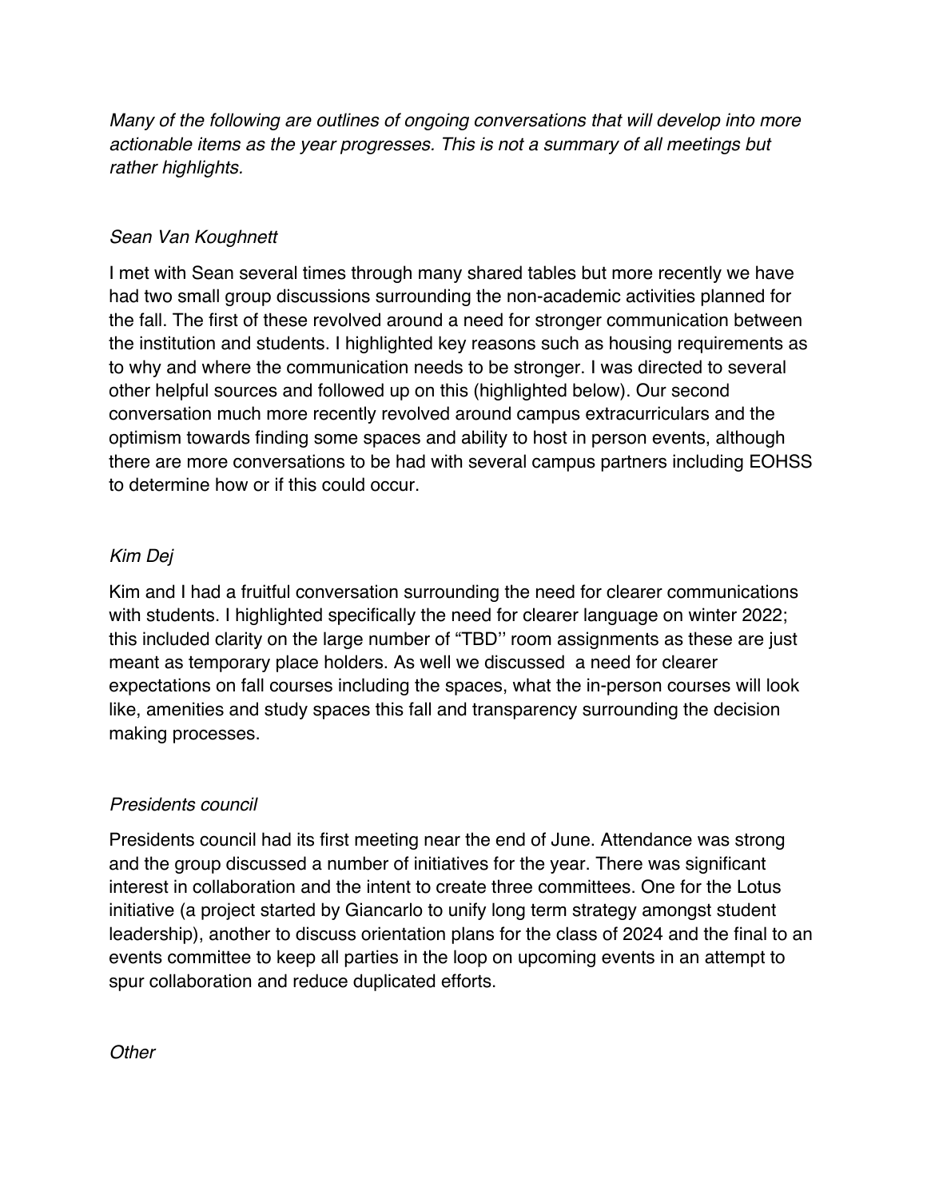*Many of the following are outlines of ongoing conversations that will develop into more actionable items as the year progresses. This is not a summary of all meetings but rather highlights.*

*Sean Van Koughnett*

I met with Sean several times through many shared tables but more recently we have had two small group discussions surrounding the non-academic activities planned for the fall. The first of these revolved around a need for stronger communication between the institution and students. I highlighted key reasons such as housing requirements as to why and where the communication needs to be stronger. I was directed to several other helpful sources and followed up on this (highlighted below). Our second conversation much more recently revolved around campus extracurriculars and the optimism towards finding some spaces and ability to host in person events, although there are more conversations to be had with several campus partners including EOHSS to determine how or if this could occur.

*Kim Dej*

Kim and I had a fruitful conversation surrounding the need for clearer communications with students. I highlighted specifically the need for clearer language on winter 2022; this included clarity on the large number of "TBD'' room assignments as these are just meant as temporary place holders. As well we discussed a need for clearer expectations on fall courses including the spaces, what the in-person courses will look like, amenities and study spaces this fall and transparency surrounding the decision making processes.

*Presidents council*

Presidents council had its first meeting near the end of June. Attendance was strong and the group discussed a number of initiatives for the year. There was significant interest in collaboration and the intent to create three committees. One for the Lotus initiative (a project started by Giancarlo to unify long term strategy amongst student leadership), another to discuss orientation plans for the class of 2024 and the final to an events committee to keep all parties in the loop on upcoming events in an attempt to spur collaboration and reduce duplicated efforts.

*Other*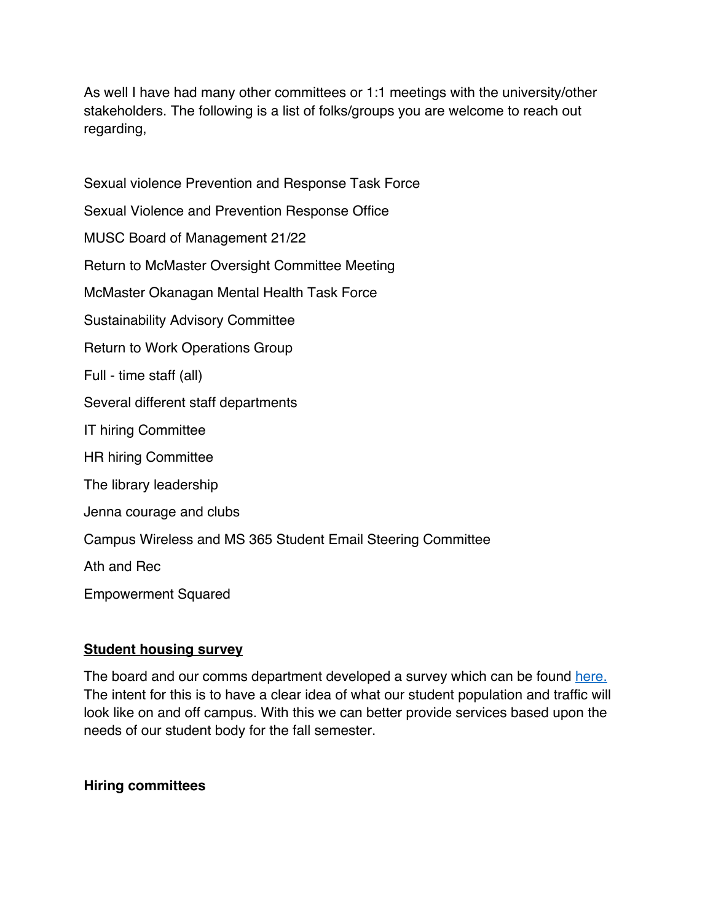As well I have had many other committees or 1:1 meetings with the university/other stakeholders. The following is a list of folks/groups you are welcome to reach out regarding,

Sexual violence Prevention and Response Task Force

Sexual Violence and Prevention Response Office

MUSC Board of Management 21/22

Return to McMaster Oversight Committee Meeting

McMaster Okanagan Mental Health Task Force

Sustainability Advisory Committee

Return to Work Operations Group

Full - time staff (all)

Several different staff departments

IT hiring Committee

HR hiring Committee

The library leadership

Jenna courage and clubs

Campus Wireless and MS 365 Student Email Steering Committee

Ath and Rec

Empowerment Squared

**Student housing survey**

The board and our comms department developed a survey which can be found here. The intent for this is to have a clear idea of what our student population and traffic will look like on and off campus. With this we can better provide services based upon the needs of our student body for the fall semester.

**Hiring committees**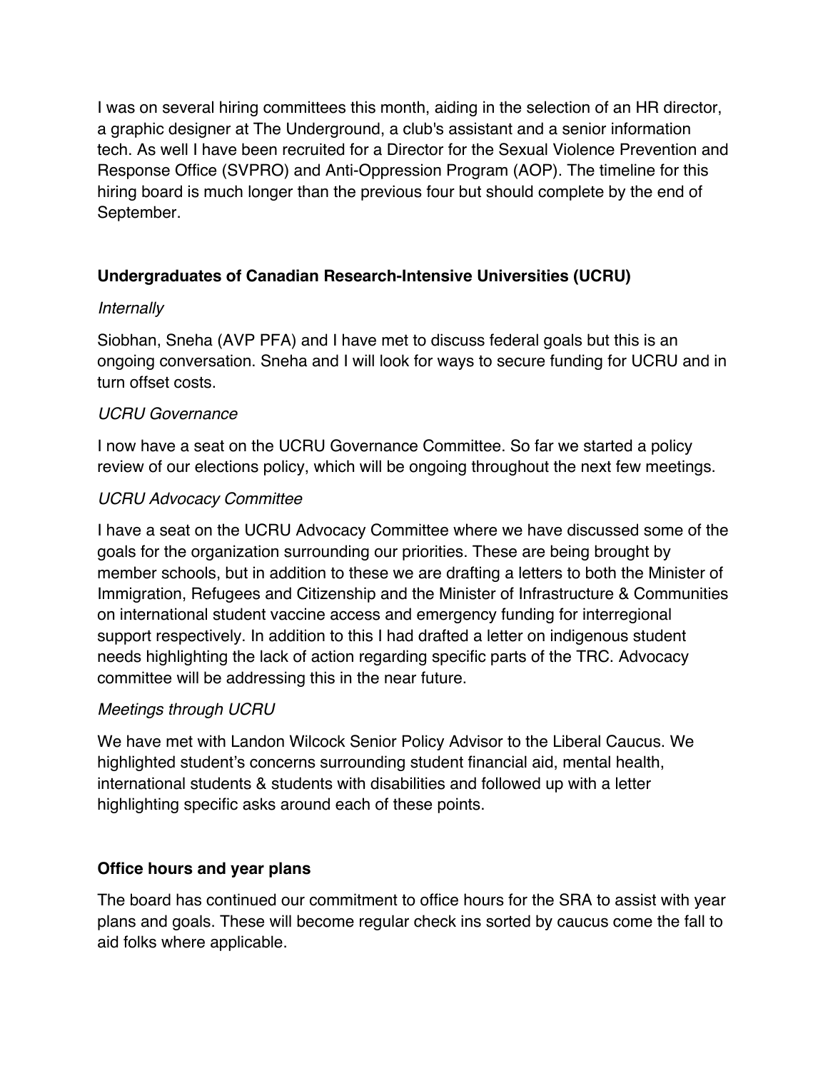I was on several hiring committees this month, aiding in the selection of an HR director, a graphic designer at The Underground, a club's assistant and a senior information tech. As well I have been recruited for a Director for the Sexual Violence Prevention and Response Office (SVPRO) and Anti-Oppression Program (AOP). The timeline for this hiring board is much longer than the previous four but should complete by the end of September.

## Undergraduates of Canadian Research-Intensive Universities (UCRU)

*Internally*

Siobhan, Sneha (AVP PFA) and I have met to discuss federal goals but this is an ongoing conversation. Sneha and I will look for ways to secure funding for UCRU and in turn offset costs.

*UCRU Governance*

I now have a seat on the UCRU Governance Committee. So far we started a policy review of our elections policy, which will be ongoing throughout the next few meetings.

*UCRU Advocacy Committee*

I have a seat on the UCRU Advocacy Committee where we have discussed some of the goals for the organization surrounding our priorities. These are being brought by member schools, but in addition to these we are drafting a letters to both the Minister of Immigration, Refugees and Citizenship and the Minister of Infrastructure & Communities on international student vaccine access and emergency funding for interregional support respectively. In addition to this I had drafted a letter on indigenous student needs highlighting the lack of action regarding specific parts of the TRC. Advocacy committee will be addressing this in the near future.

*Meetings through UCRU*

We have met with Landon Wilcock Senior Policy Advisor to the Liberal Caucus. We highlighted student's concerns surrounding student financial aid, mental health, international students & students with disabilities and followed up with a letter highlighting specific asks around each of these points.

## Office hours and year plans

The board has continued our commitment to office hours for the SRA to assist with year plans and goals. These will become regular check ins sorted by caucus come the fall to aid folks where applicable.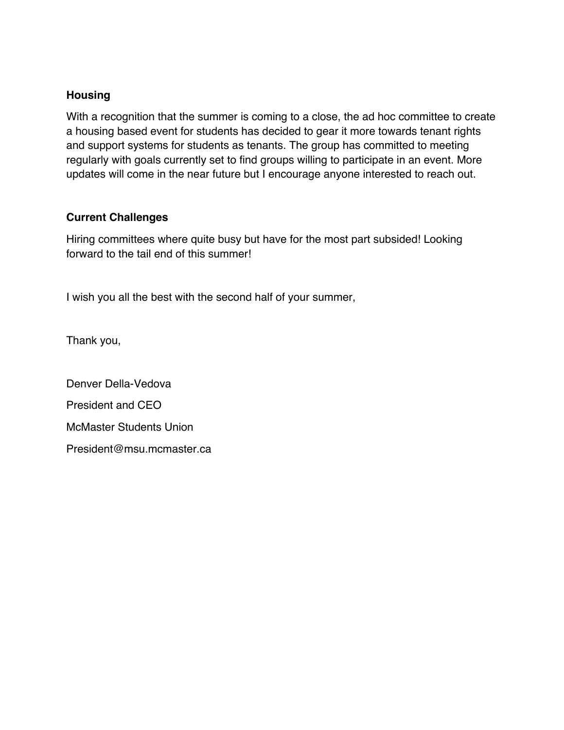### Housing

With a recognition that the summer is coming to a close, the ad hoc committee to create a housing based event for students has decided to gear it more towards tenant rights and support systems for students as tenants. The group has committed to meeting regularly with goals currently set to find groups willing to participate in an event. More updates will come in the near future but I encourage anyone interested to reach out.

### Current Challenges

Hiring committees where quite busy but have for the most part subsided! Looking forward to the tail end of this summer!

I wish you all the best with the second half of your summer,

Thank you,

Denver Della-Vedova

President and CEO

McMaster Students Union

President@msu.mcmaster.ca